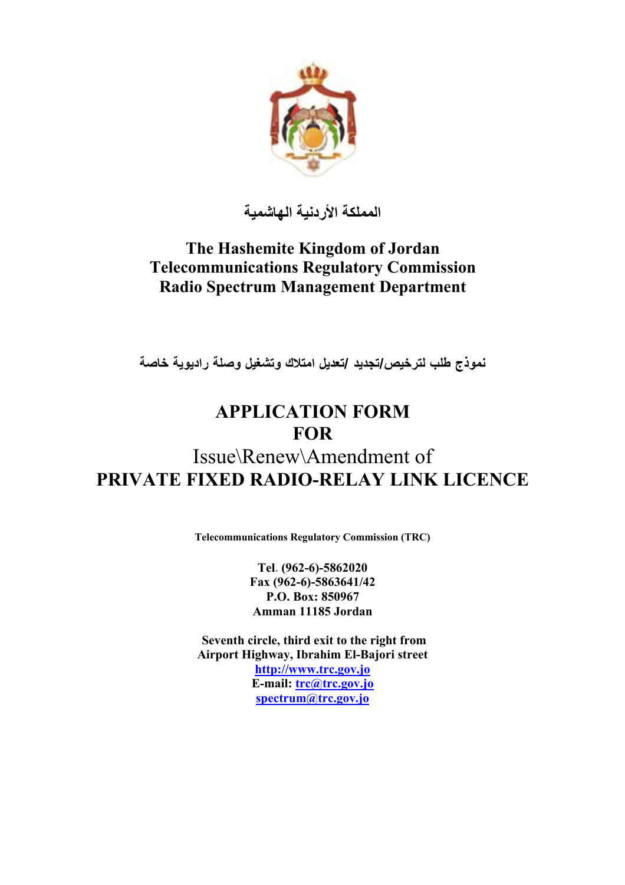المملكة الأردنية الهاشمية

# The Hashemite Kingdom of Jordan
# Telecommunications Regulatory Commission
# Radio Spectrum Management Department

**نموذج طلب لترخيص/تجديد /تعديل امتلاك وتشغيل وصلة راديوية خاصة**

## APPLICATION FORM
## FOR
## Issue\Renew\Amendment of
## PRIVATE FIXED RADIO-RELAY LINK LICENCE

**Telecommunications Regulatory Commission (TRC)**

**Tel. (962-6)-5862020**
**Fax (962-6)-5863641/42**
**P.O. Box: 850967**
**Amman 11185 Jordan**

**Seventh circle, third exit to the right from**
**Airport Highway, Ibrahim El-Bajori street**
**http://www.trc.gov.jo**
**E-mail: trc@trc.gov.jo**
**spectrum@trc.gov.jo**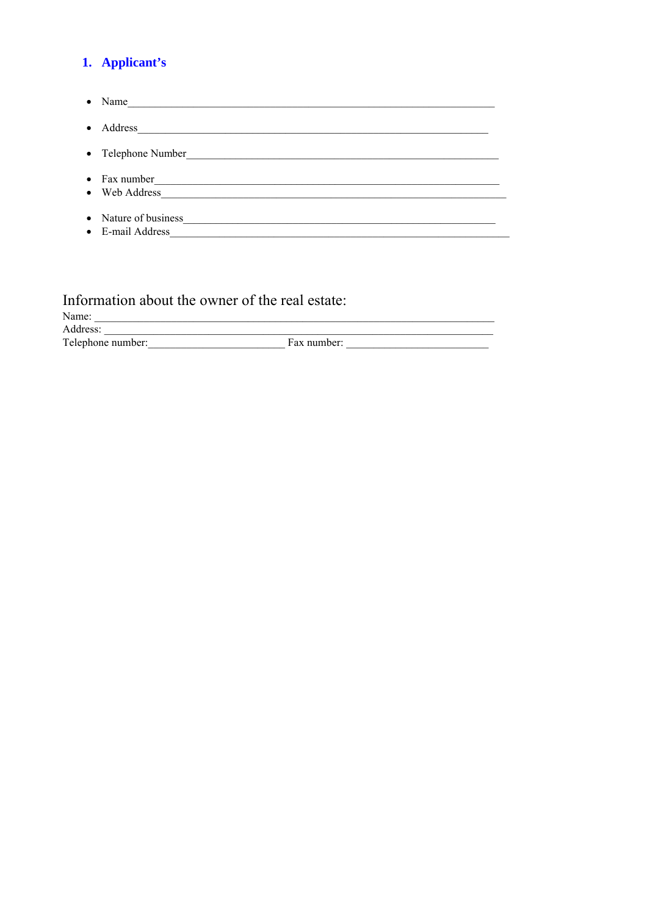## 1. Applicant's

- Name\_\_\_\_\_\_\_\_\_\_\_\_\_\_\_\_\_\_\_\_\_\_\_\_\_\_\_\_\_\_\_\_\_\_\_\_\_\_\_\_\_\_\_\_\_\_\_\_\_\_\_\_\_\_\_\_\_\_\_\_\_\_\_\_
- Address\_\_\_\_\_\_\_\_\_\_\_\_\_\_\_\_\_\_\_\_\_\_\_\_\_\_\_\_\_\_\_\_\_\_\_\_\_\_\_\_\_\_\_\_\_\_\_\_\_\_\_\_\_\_\_\_\_\_\_\_\_\_
- Telephone Number\_\_\_\_\_\_\_\_\_\_\_\_\_\_\_\_\_\_\_\_\_\_\_\_\_\_\_\_\_\_\_\_\_\_\_\_\_\_\_\_\_\_\_\_\_\_\_\_\_\_\_\_\_\_\_
- Fax number\_\_\_\_\_\_\_\_\_\_\_\_\_\_\_\_\_\_\_\_\_\_\_\_\_\_\_\_\_\_\_\_\_\_\_\_\_\_\_\_\_\_\_\_\_\_\_\_\_\_\_\_\_\_\_\_\_\_\_\_
- Web Address\_\_\_\_\_\_\_\_\_\_\_\_\_\_\_\_\_\_\_\_\_\_\_\_\_\_\_\_\_\_\_\_\_\_\_\_\_\_\_\_\_\_\_\_\_\_\_\_\_\_\_\_\_\_\_\_\_\_\_
- Nature of business\_\_\_\_\_\_\_\_\_\_\_\_\_\_\_\_\_\_\_\_\_\_\_\_\_\_\_\_\_\_\_\_\_\_\_\_\_\_\_\_\_\_\_\_\_\_\_\_\_\_\_\_\_\_\_
- E-mail Address\_\_\_\_\_\_\_\_\_\_\_\_\_\_\_\_\_\_\_\_\_\_\_\_\_\_\_\_\_\_\_\_\_\_\_\_\_\_\_\_\_\_\_\_\_\_\_\_\_\_\_\_\_\_\_\_\_\_

### Information about the owner of the real estate:

Name: \_\_\_\_\_\_\_\_\_\_\_\_\_\_\_\_\_\_\_\_\_\_\_\_\_\_\_\_\_\_\_\_\_\_\_\_\_\_\_\_\_\_\_\_\_\_\_\_\_\_\_\_\_\_\_\_\_\_\_\_\_\_\_\_\_\_\_

Address: \_\_\_\_\_\_\_\_\_\_\_\_\_\_\_\_\_\_\_\_\_\_\_\_\_\_\_\_\_\_\_\_\_\_\_\_\_\_\_\_\_\_\_\_\_\_\_\_\_\_\_\_\_\_\_\_\_\_\_\_\_\_\_\_\_

Telephone number:\_\_\_\_\_\_\_\_\_\_\_\_\_\_\_\_\_\_\_\_\_\_\_\_\_ Fax number: \_\_\_\_\_\_\_\_\_\_\_\_\_\_\_\_\_\_\_\_\_\_\_\_\_\_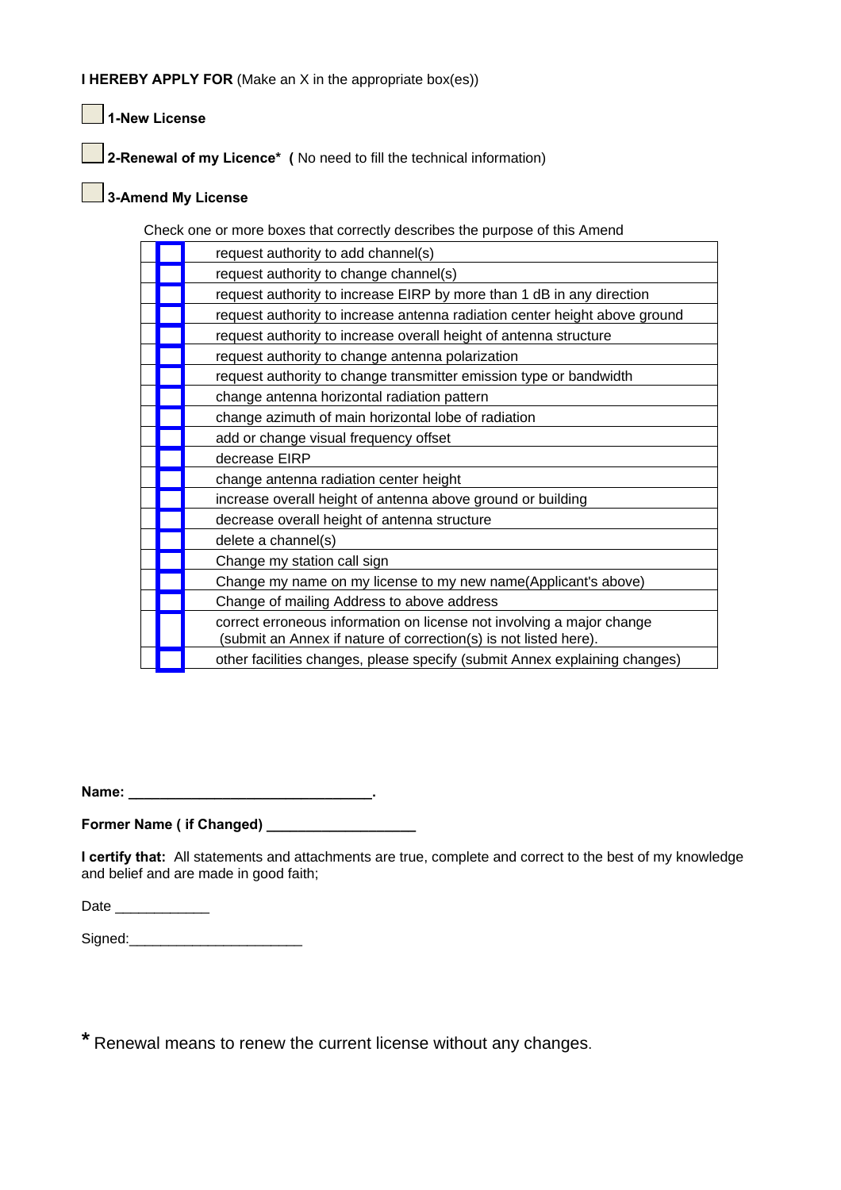**I HEREBY APPLY FOR** (Make an X in the appropriate box(es))

☐ **1-New License**

☐ **2-Renewal of my Licence\*  (** No need to fill the technical information)

☐ **3-Amend My License**

Check one or more boxes that correctly describes the purpose of this Amend

| | |
|---|---|
| ☐ | request authority to add channel(s) |
| ☐ | request authority to change channel(s) |
| ☐ | request authority to increase EIRP by more than 1 dB in any direction |
| ☐ | request authority to increase antenna radiation center height above ground |
| ☐ | request authority to increase overall height of antenna structure |
| ☐ | request authority to change antenna polarization |
| ☐ | request authority to change transmitter emission type or bandwidth |
| ☐ | change antenna horizontal radiation pattern |
| ☐ | change azimuth of main horizontal lobe of radiation |
| ☐ | add or change visual frequency offset |
| ☐ | decrease EIRP |
| ☐ | change antenna radiation center height |
| ☐ | increase overall height of antenna above ground or building |
| ☐ | decrease overall height of antenna structure |
| ☐ | delete a channel(s) |
| ☐ | Change my station call sign |
| ☐ | Change my name on my license to my new name(Applicant's above) |
| ☐ | Change of mailing Address to above address |
| ☐ | correct erroneous information on license not involving a major change (submit an Annex if nature of correction(s) is not listed here). |
| ☐ | other facilities changes, please specify (submit Annex explaining changes) |

**Name: ______________________________.**

**Former Name ( if Changed) __________________**

**I certify that:** All statements and attachments are true, complete and correct to the best of my knowledge and belief and are made in good faith;

Date ____________

Signed:______________________

**\*** Renewal means to renew the current license without any changes.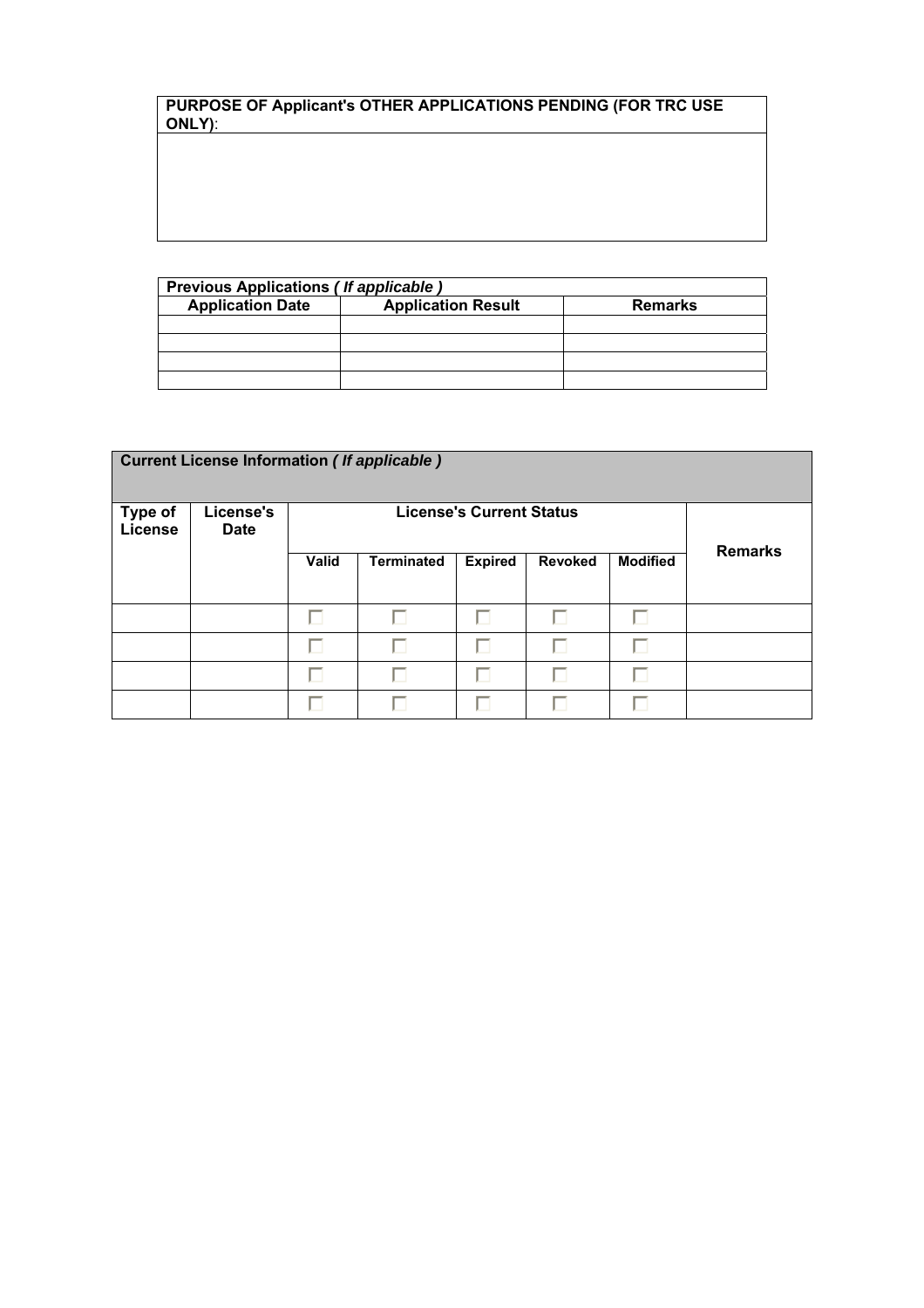| **PURPOSE OF Applicant's OTHER APPLICATIONS PENDING (FOR TRC USE ONLY)**: |
| --- |
| |

| **Previous Applications *( If applicable )*** | | |
| --- | --- | --- |
| **Application Date** | **Application Result** | **Remarks** |
| | | |
| | | |
| | | |
| | | |

| **Current License Information *( If applicable )*** | | | | | | | |
| --- | --- | --- | --- | --- | --- | --- | --- |
| **Type of License** | **License's Date** | **License's Current Status** | | | | | **Remarks** |
| | | **Valid** | **Terminated** | **Expired** | **Revoked** | **Modified** | |
| | | ☐ | ☐ | ☐ | ☐ | ☐ | |
| | | ☐ | ☐ | ☐ | ☐ | ☐ | |
| | | ☐ | ☐ | ☐ | ☐ | ☐ | |
| | | ☐ | ☐ | ☐ | ☐ | ☐ | |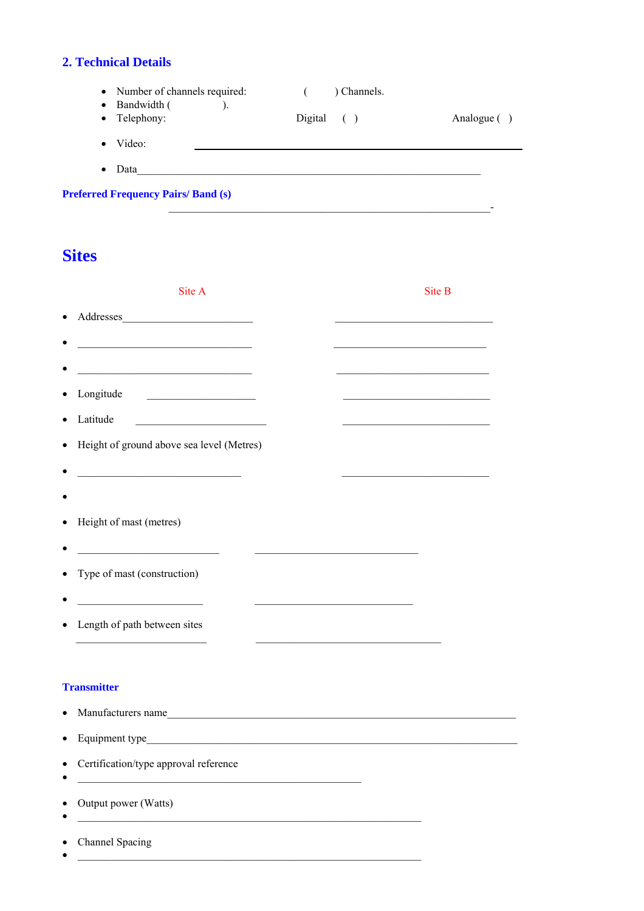## 2. Technical Details

- Number of channels required: ( ) Channels.
- Bandwidth ( ).
- Telephony: Digital ( ) Analogue ( )
- Video: ______________________________________________
- Data______________________________________________

**Preferred Frequency Pairs/ Band (s)**

______________________________________________-

# Sites

| | Site A | Site B |
|---|---|---|
| Addresses | ______________________ | ______________________ |
| | ______________________ | ______________________ |
| | ______________________ | ______________________ |
| Longitude | ______________________ | ______________________ |
| Latitude | ______________________ | ______________________ |
| Height of ground above sea level (Metres) | | |
| | ______________________ | ______________________ |
| | | |
| Height of mast (metres) | | |
| | ______________________ | ______________________ |
| Type of mast (construction) | | |
| | ______________________ | ______________________ |
| Length of path between sites | | |
| | ______________________ | ______________________ |

**Transmitter**

- Manufacturers name______________________________________________
- Equipment type______________________________________________
- Certification/type approval reference
- ______________________________________________
- Output power (Watts)
- ______________________________________________
- Channel Spacing
- ______________________________________________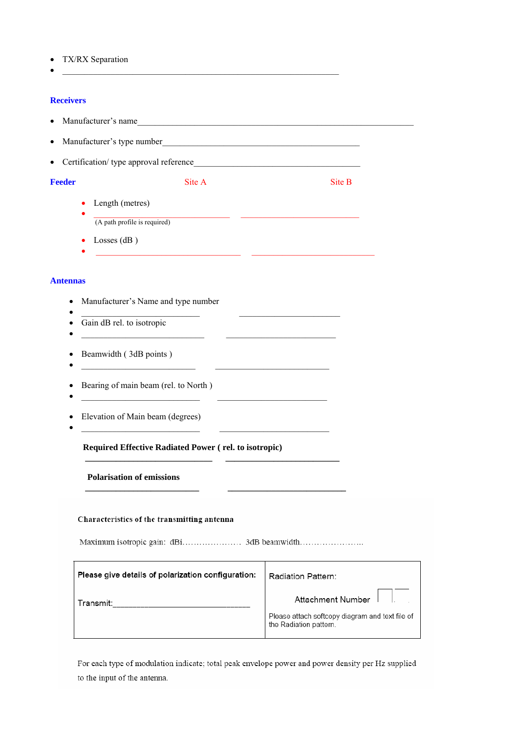- TX/RX Separation
- ____________________________________________________________

**Receivers**

- Manufacturer's name________________________________________________________________
- Manufacturer's type number____________________________________________
- Certification/ type approval reference____________________________________

**Feeder** Site A Site B

- Length (metres)
- ______________________________ ______________________________

(A path profile is required)

- Losses (dB )
- ______________________________ ______________________________

**Antennas**

- Manufacturer's Name and type number
- __________________________ __________________________
- Gain dB rel. to isotropic
- __________________________ __________________________
- Beamwidth ( 3dB points )
- __________________________ __________________________
- Bearing of main beam (rel. to North )
- __________________________ __________________________
- Elevation of Main beam (degrees)
- __________________________ __________________________

**Required Effective Radiated Power ( rel. to isotropic)**

__________________________ __________________________

**Polarisation of emissions**

__________________________ __________________________

**Characteristics of the transmitting antenna**

Maximum isotropic gain: dBi………………… 3dB beamwidth…………………..

| **Please give details of polarization configuration:**<br><br>Transmit:________________________________ | Radiation Pattern:<br><br>Attachment Number ☐☐<br><br>Please attach softcopy diagram and text file of the Radiation pattern. |
|---|---|

For each type of modulation indicate; total peak envelope power and power density per Hz supplied to the input of the antenna.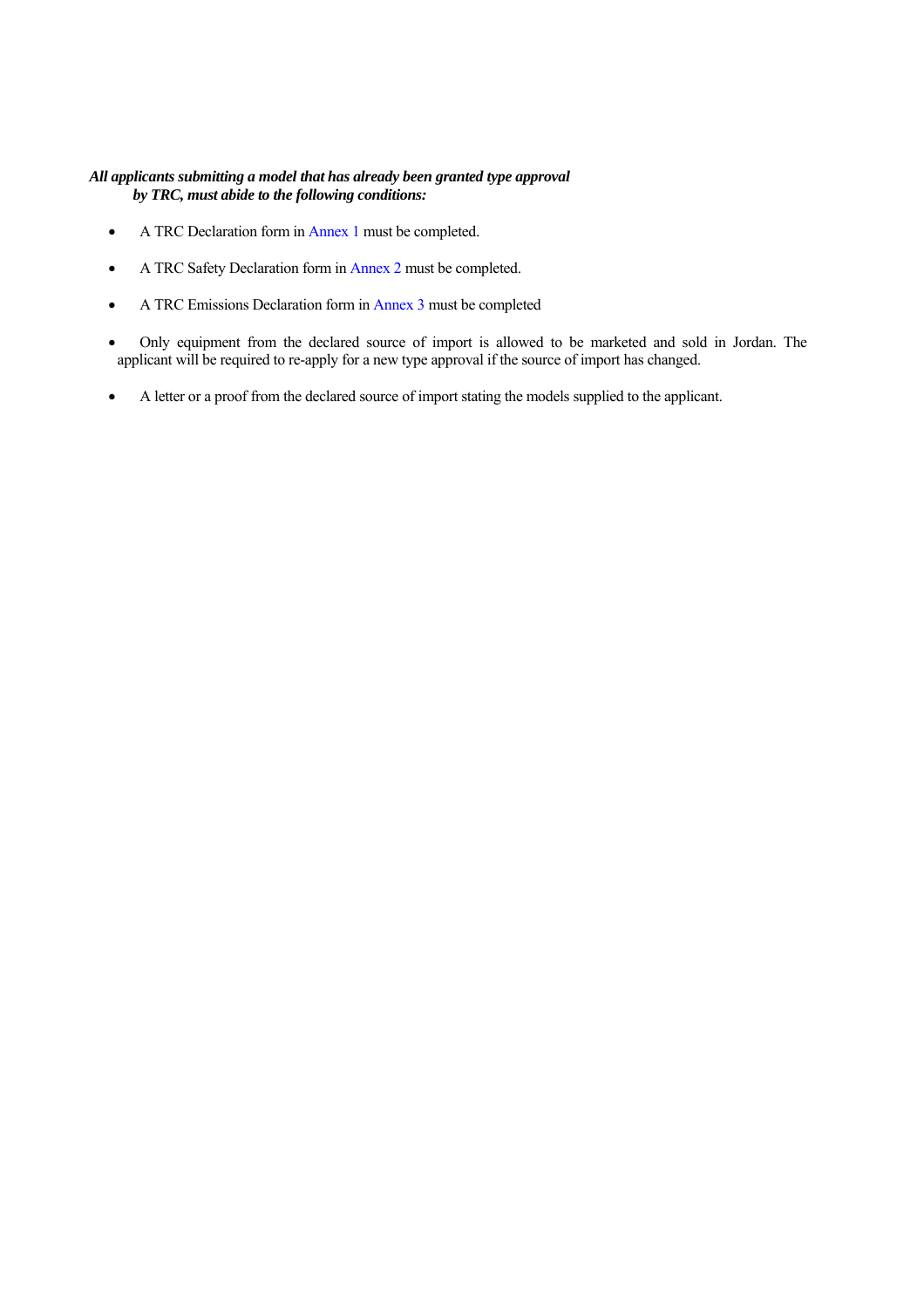***All applicants submitting a model that has already been granted type approval by TRC, must abide to the following conditions:***

- A TRC Declaration form in Annex 1 must be completed.
- A TRC Safety Declaration form in Annex 2 must be completed.
- A TRC Emissions Declaration form in Annex 3 must be completed
- Only equipment from the declared source of import is allowed to be marketed and sold in Jordan. The applicant will be required to re-apply for a new type approval if the source of import has changed.
- A letter or a proof from the declared source of import stating the models supplied to the applicant.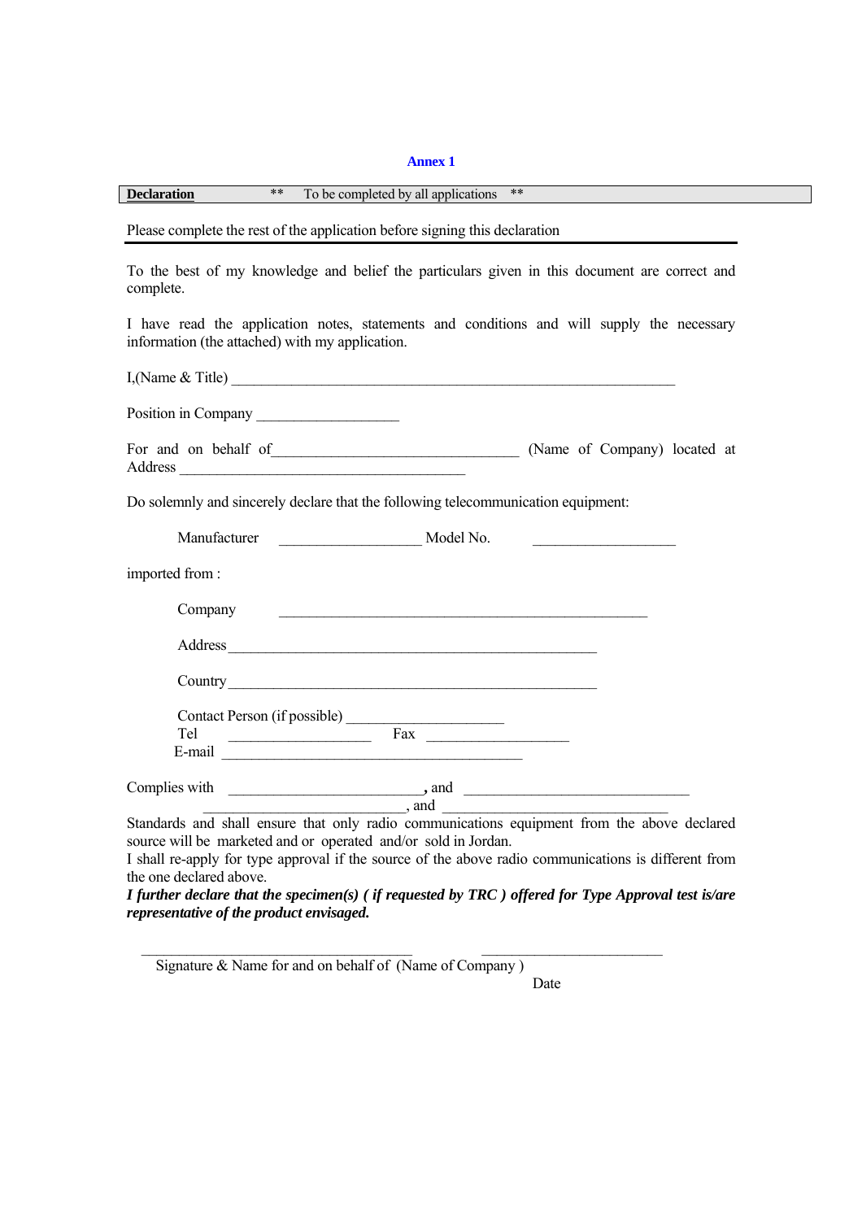**Annex 1**

**Declaration** ** To be completed by all applications **

Please complete the rest of the application before signing this declaration

To the best of my knowledge and belief the particulars given in this document are correct and complete.

I have read the application notes, statements and conditions and will supply the necessary information (the attached) with my application.

I,(Name & Title) _______________________________________________________________

Position in Company ____________________

For and on behalf of___________________________________ (Name of Company) located at Address ________________________________________

Do solemnly and sincerely declare that the following telecommunication equipment:

Manufacturer ____________________ Model No. ____________________

imported from :

Company ____________________________________________________

Address ____________________________________________________

Country ____________________________________________________

Contact Person (if possible) ______________________
Tel ____________________ Fax ____________________
E-mail __________________________________________

Complies with ___________________________, and _______________________________
___________________________, and _______________________________
Standards and shall ensure that only radio communications equipment from the above declared source will be marketed and or operated and/or sold in Jordan.
I shall re-apply for type approval if the source of the above radio communications is different from the one declared above.
***I further declare that the specimen(s) ( if requested by TRC ) offered for Type Approval test is/are representative of the product envisaged.***

______________________________________ __________________________
Signature & Name for and on behalf of (Name of Company ) Date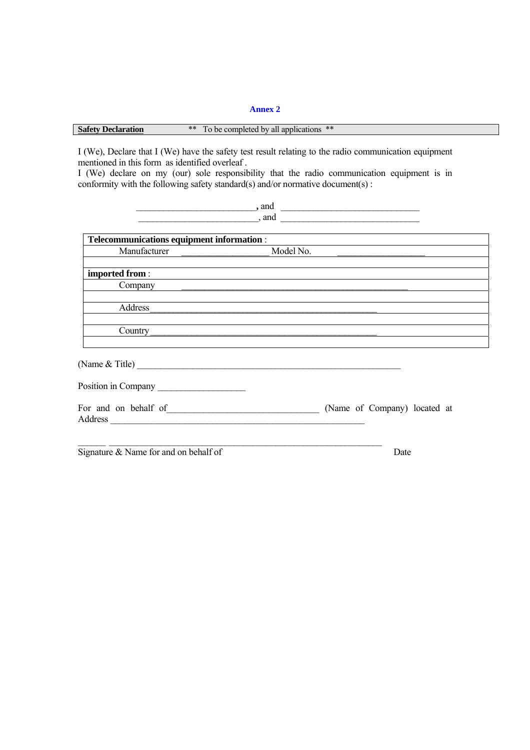## Annex 2

| **Safety Declaration** | ** To be completed by all applications ** |
|---|---|

I (We), Declare that I (We) have the safety test result relating to the radio communication equipment mentioned in this form as identified overleaf .
I (We) declare on my (our) sole responsibility that the radio communication equipment is in conformity with the following safety standard(s) and/or normative document(s) :

_________________________**,** and _____________________________
_________________________, and _____________________________

| **Telecommunications equipment information** : | | | |
|---|---|---|---|
| Manufacturer | ___________________ | Model No. | ___________________ |
| | | | |
| **imported from** : | | | |
| Company | _________________________________________________ | | |
| | | | |
| Address | _________________________________________________ | | |
| | | | |
| Country | _________________________________________________ | | |
| | | | |

(Name & Title) _________________________________________________________

Position in Company __________________

For and on behalf of_________________________________ (Name of Company) located at Address _______________________________________________________

______ ____________________________________________________________
Signature & Name for and on behalf of Date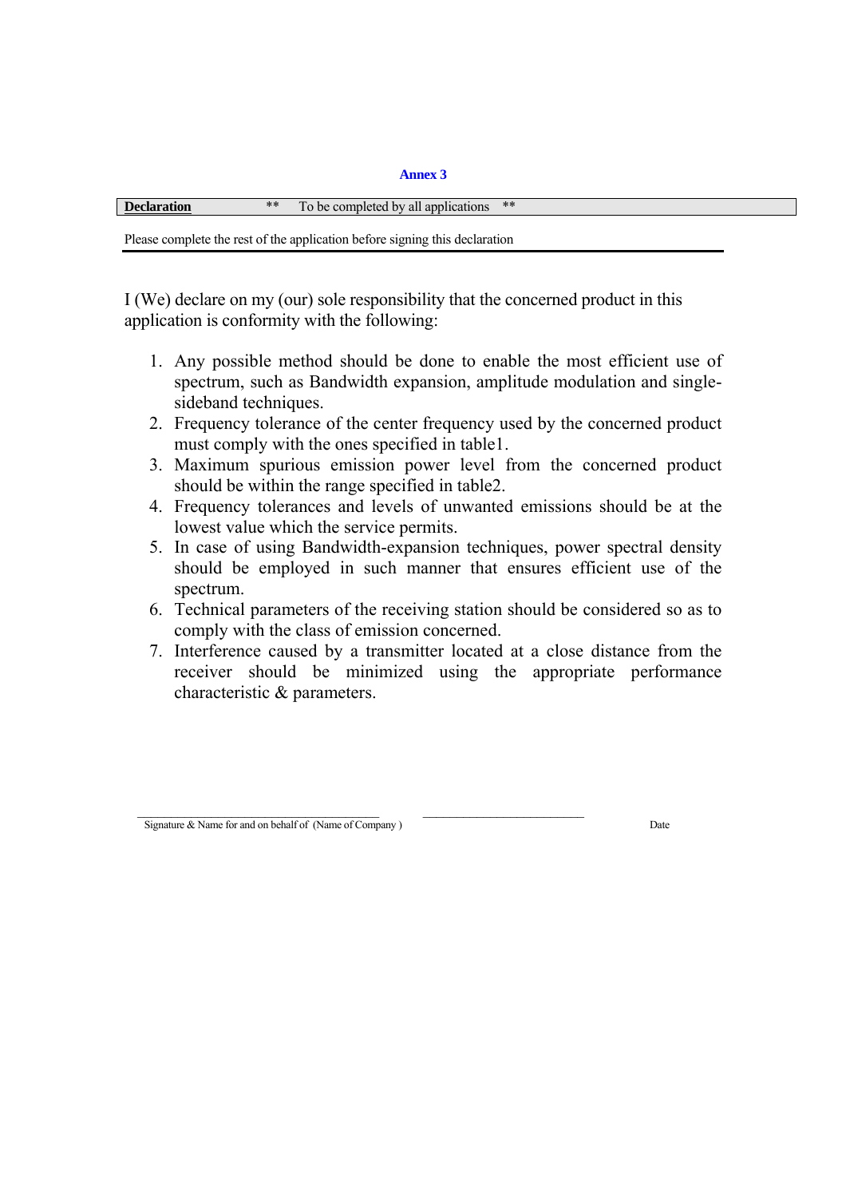**Annex 3**

| **Declaration** | ** To be completed by all applications ** |
|---|---|

Please complete the rest of the application before signing this declaration

I (We) declare on my (our) sole responsibility that the concerned product in this application is conformity with the following:

1. Any possible method should be done to enable the most efficient use of spectrum, such as Bandwidth expansion, amplitude modulation and single-sideband techniques.
2. Frequency tolerance of the center frequency used by the concerned product must comply with the ones specified in table1.
3. Maximum spurious emission power level from the concerned product should be within the range specified in table2.
4. Frequency tolerances and levels of unwanted emissions should be at the lowest value which the service permits.
5. In case of using Bandwidth-expansion techniques, power spectral density should be employed in such manner that ensures efficient use of the spectrum.
6. Technical parameters of the receiving station should be considered so as to comply with the class of emission concerned.
7. Interference caused by a transmitter located at a close distance from the receiver should be minimized using the appropriate performance characteristic & parameters.

\_\_\_\_\_\_\_\_\_\_\_\_\_\_\_\_\_\_\_\_\_\_\_\_\_\_\_\_\_\_\_\_\_\_\_\_\_\_\_\_ \_\_\_\_\_\_\_\_\_\_\_\_\_\_\_\_\_\_\_\_\_\_\_\_\_\_\_

Signature & Name for and on behalf of (Name of Company ) Date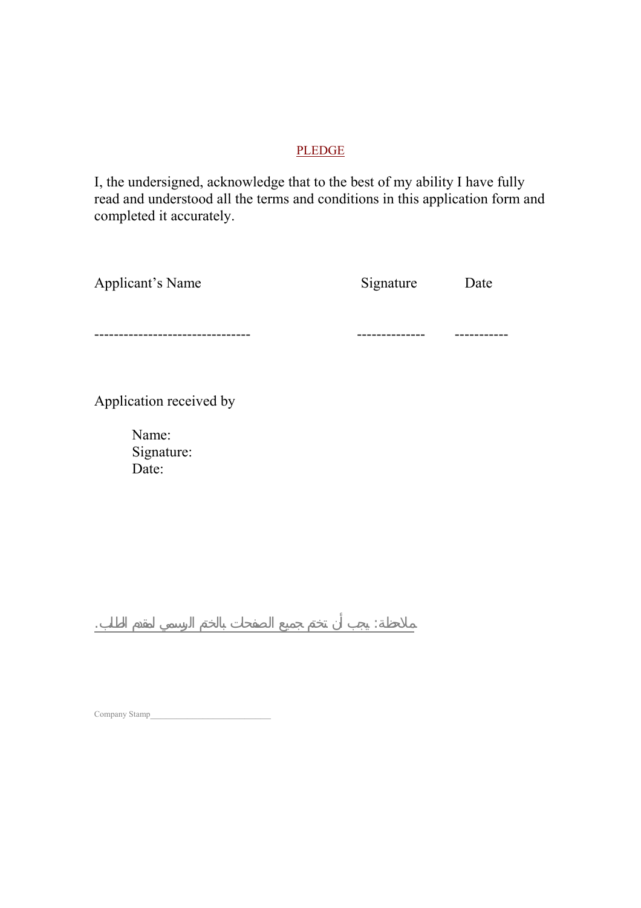## PLEDGE

I, the undersigned, acknowledge that to the best of my ability I have fully read and understood all the terms and conditions in this application form and completed it accurately.

| Applicant's Name | Signature | Date |
|---|---|---|
| ------------------------------- | ------------- | ----------- |

Application received by

Name:
Signature:
Date:

ملاحظة: يجب أن تختم جميع الصفحات بالختم الرسمي لمقدم الطلب.

Company Stamp___________________________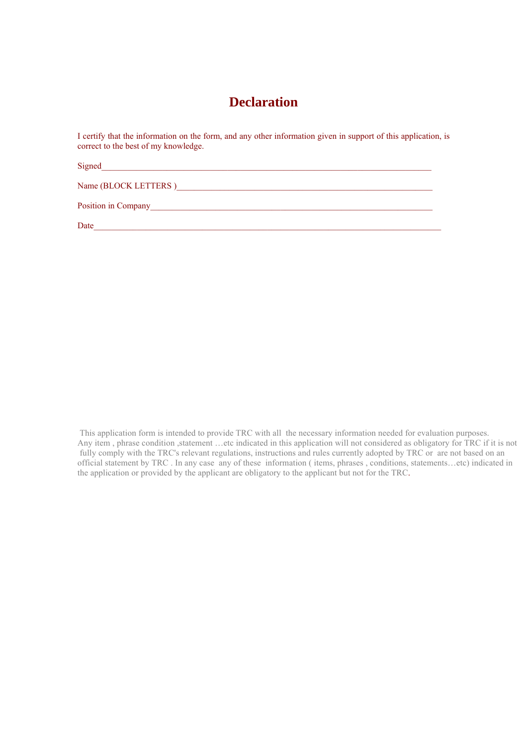# Declaration

I certify that the information on the form, and any other information given in support of this application, is correct to the best of my knowledge.

Signed______________________________________________________________________________

Name (BLOCK LETTERS )___________________________________________________________

Position in Company_________________________________________________________________

Date_________________________________________________________________________________

This application form is intended to provide TRC with all the necessary information needed for evaluation purposes. Any item , phrase condition ,statement …etc indicated in this application will not considered as obligatory for TRC if it is not fully comply with the TRC's relevant regulations, instructions and rules currently adopted by TRC or are not based on an official statement by TRC . In any case any of these information ( items, phrases , conditions, statements…etc) indicated in the application or provided by the applicant are obligatory to the applicant but not for the TRC.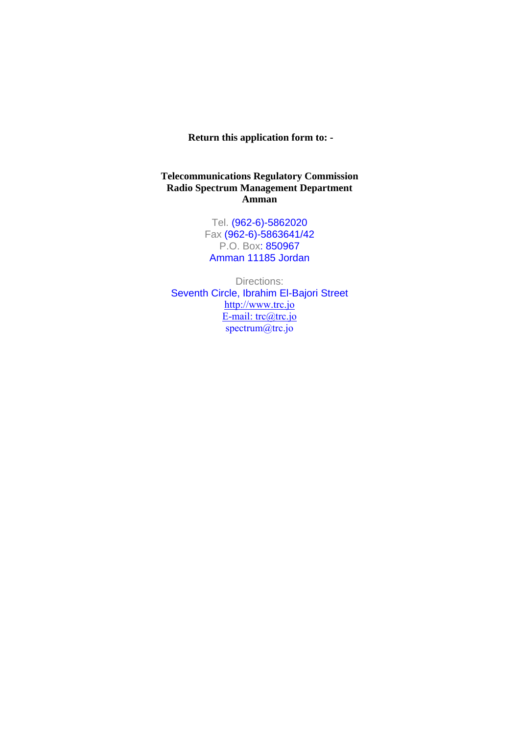**Return this application form to: -**

**Telecommunications Regulatory Commission**
**Radio Spectrum Management Department**
**Amman**

Tel. (962-6)-5862020
Fax (962-6)-5863641/42
P.O. Box: 850967
Amman 11185 Jordan

Directions:
Seventh Circle, Ibrahim El-Bajori Street
http://www.trc.jo
E-mail: trc@trc.jo
spectrum@trc.jo